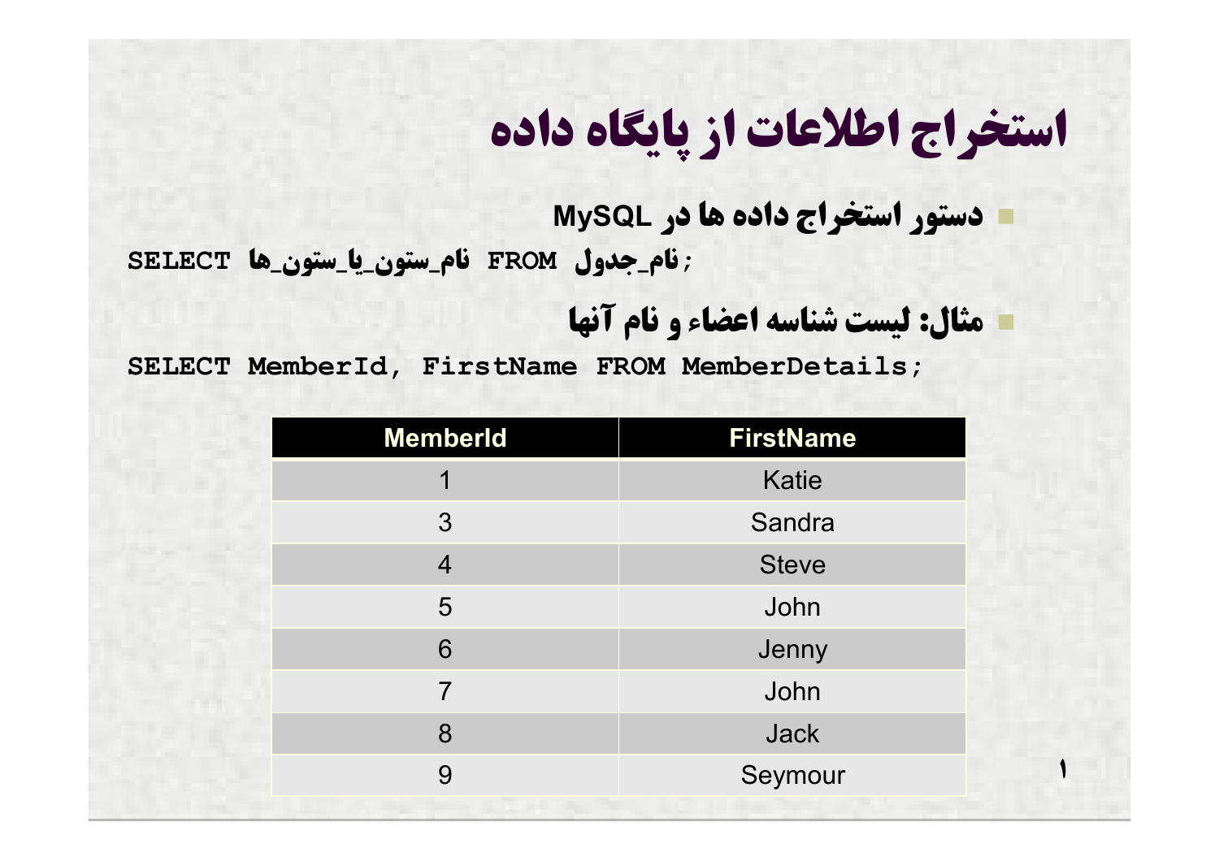# استخراج اطلاعات از پایگاه داده

- دستور استخراج داده ها در MySQL

```
SELECT نام_ستون_یا_ستون_ها FROM نام_جدول;
```

- مثال: لیست شناسه اعضاء و نام آنها

```
SELECT MemberId, FirstName FROM MemberDetails;
```

| MemberId | FirstName |
| --- | --- |
| 1 | Katie |
| 3 | Sandra |
| 4 | Steve |
| 5 | John |
| 6 | Jenny |
| 7 | John |
| 8 | Jack |
| 9 | Seymour |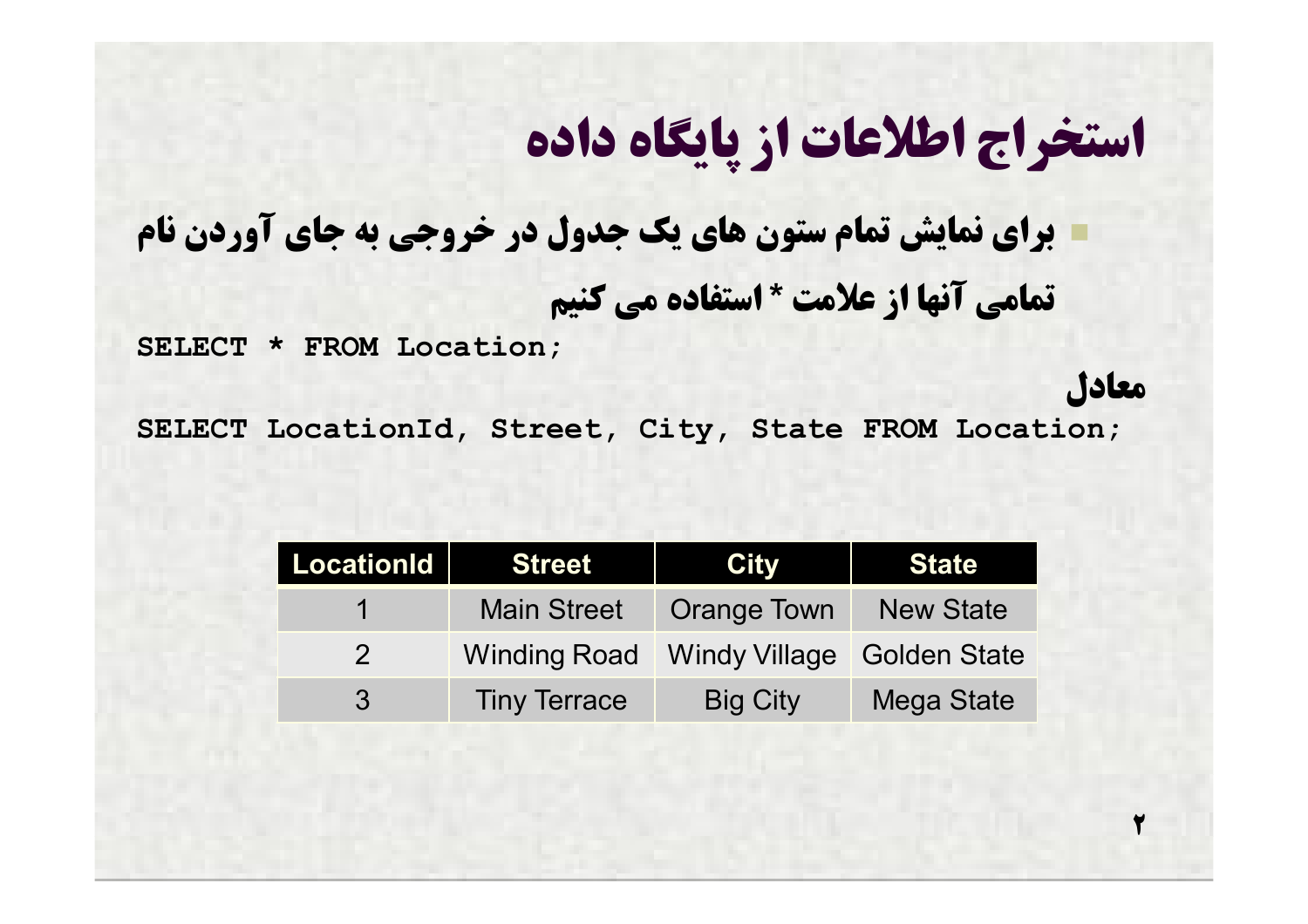# استخراج اطلاعات از پایگاه داده

- برای نمایش تمام ستون های یک جدول در خروجی به جای آوردن نام تمامی آنها از علامت * استفاده می کنیم

```
SELECT * FROM Location;
```

معادل

```
SELECT LocationId, Street, City, State FROM Location;
```

| LocationId | Street | City | State |
|---|---|---|---|
| 1 | Main Street | Orange Town | New State |
| 2 | Winding Road | Windy Village | Golden State |
| 3 | Tiny Terrace | Big City | Mega State |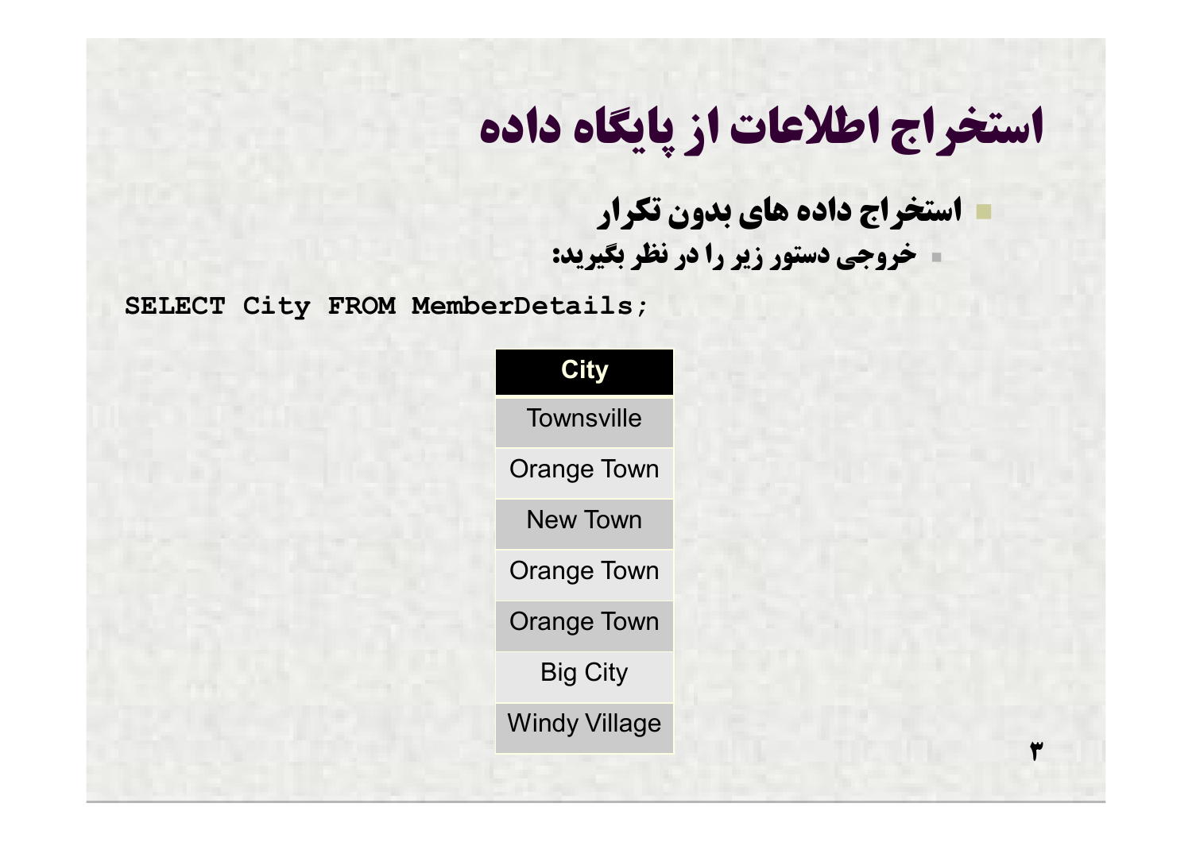# استخراج اطلاعات از پایگاه داده

- استخراج داده های بدون تکرار
  - خروجی دستور زیر را در نظر بگیرید:

```
SELECT City FROM MemberDetails;
```

| City |
|---|
| Townsville |
| Orange Town |
| New Town |
| Orange Town |
| Orange Town |
| Big City |
| Windy Village |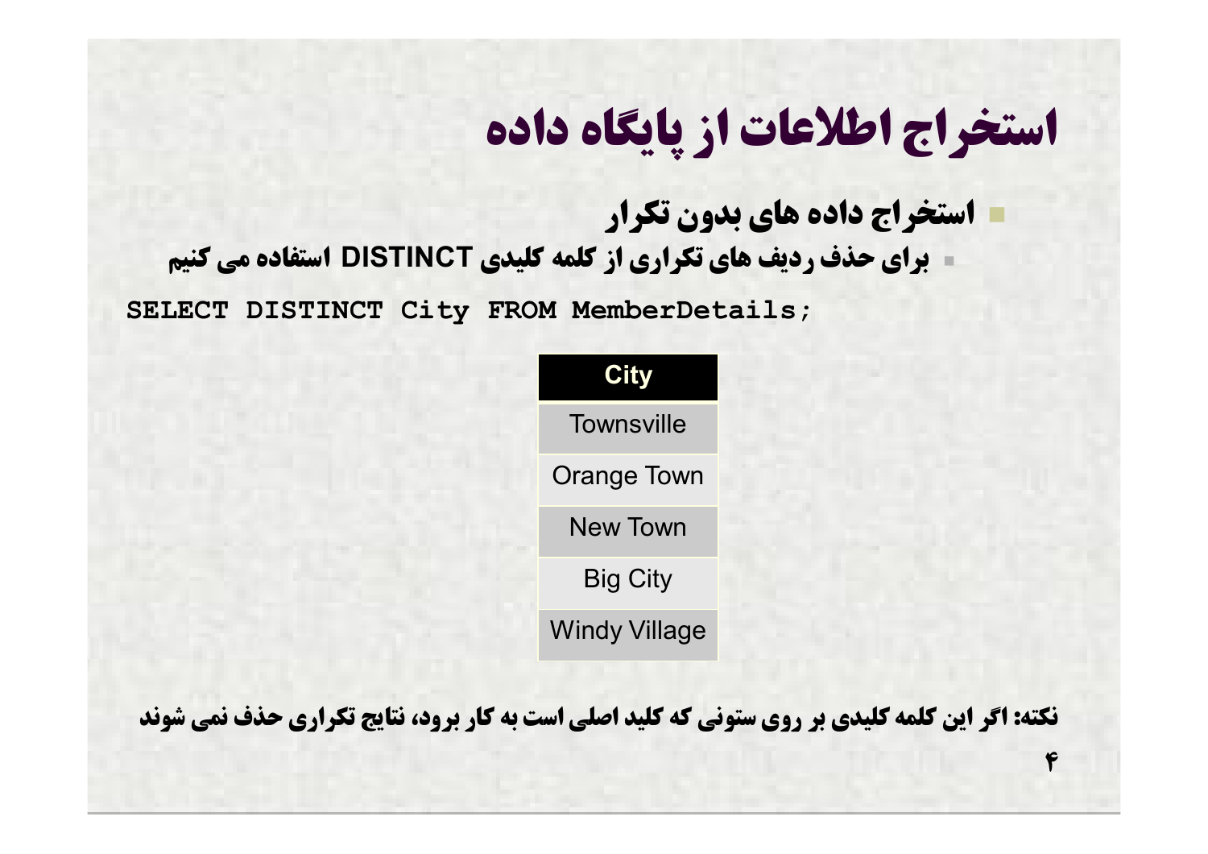# استخراج اطلاعات از پایگاه داده

- استخراج داده های بدون تکرار
  - برای حذف ردیف های تکراری از کلمه کلیدی DISTINCT استفاده می کنیم

```
SELECT DISTINCT City FROM MemberDetails;
```

| City |
| --- |
| Townsville |
| Orange Town |
| New Town |
| Big City |
| Windy Village |

**نکته: اگر این کلمه کلیدی بر روی ستونی که کلید اصلی است به کار برود، نتایج تکراری حذف نمی شوند**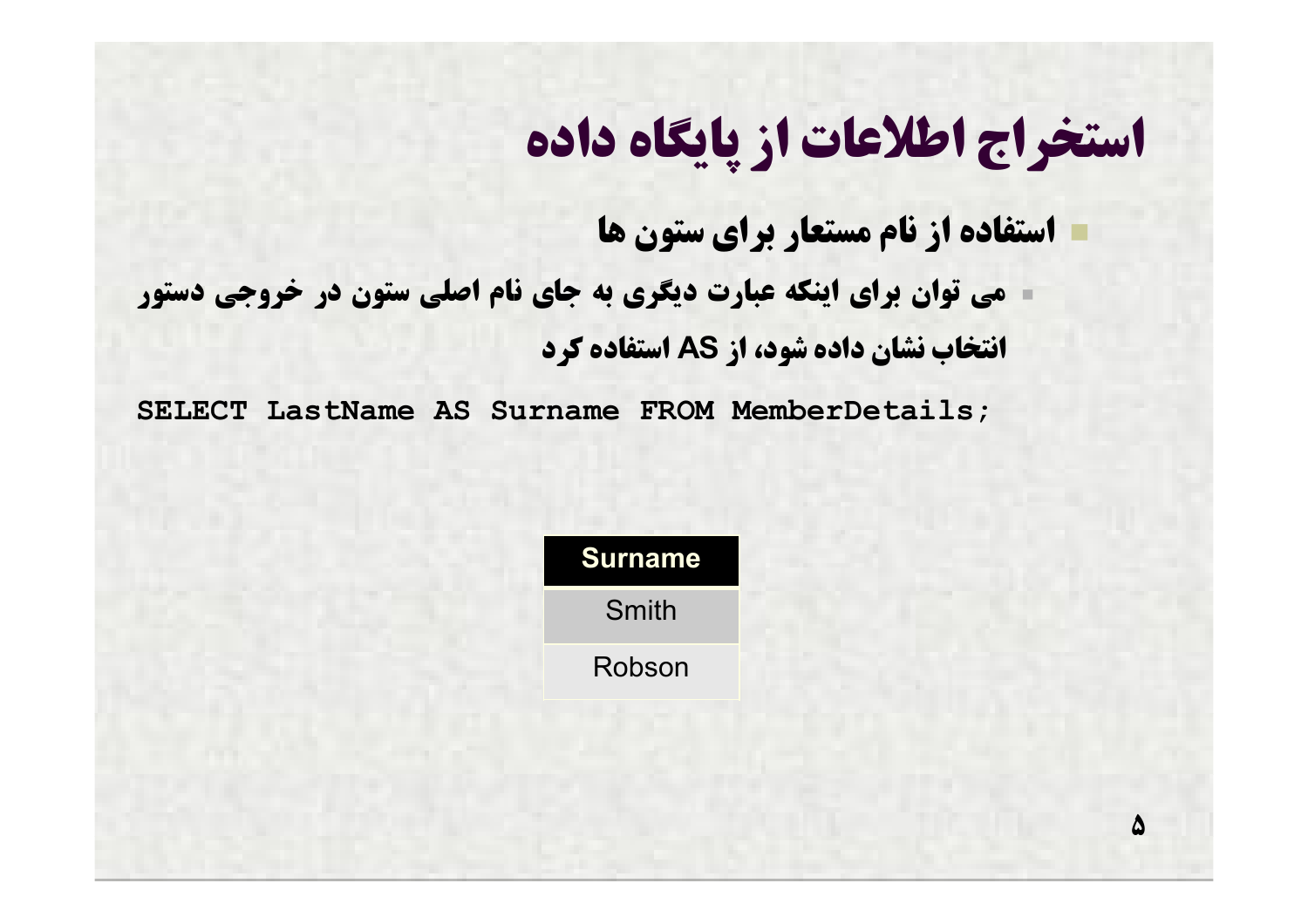# استخراج اطلاعات از پایگاه داده

- **استفاده از نام مستعار برای ستون ها**
  - **می توان برای اینکه عبارت دیگری به جای نام اصلی ستون در خروجی دستور انتخاب نشان داده شود، از AS استفاده کرد**

```
SELECT LastName AS Surname FROM MemberDetails;
```

| Surname |
| --- |
| Smith |
| Robson |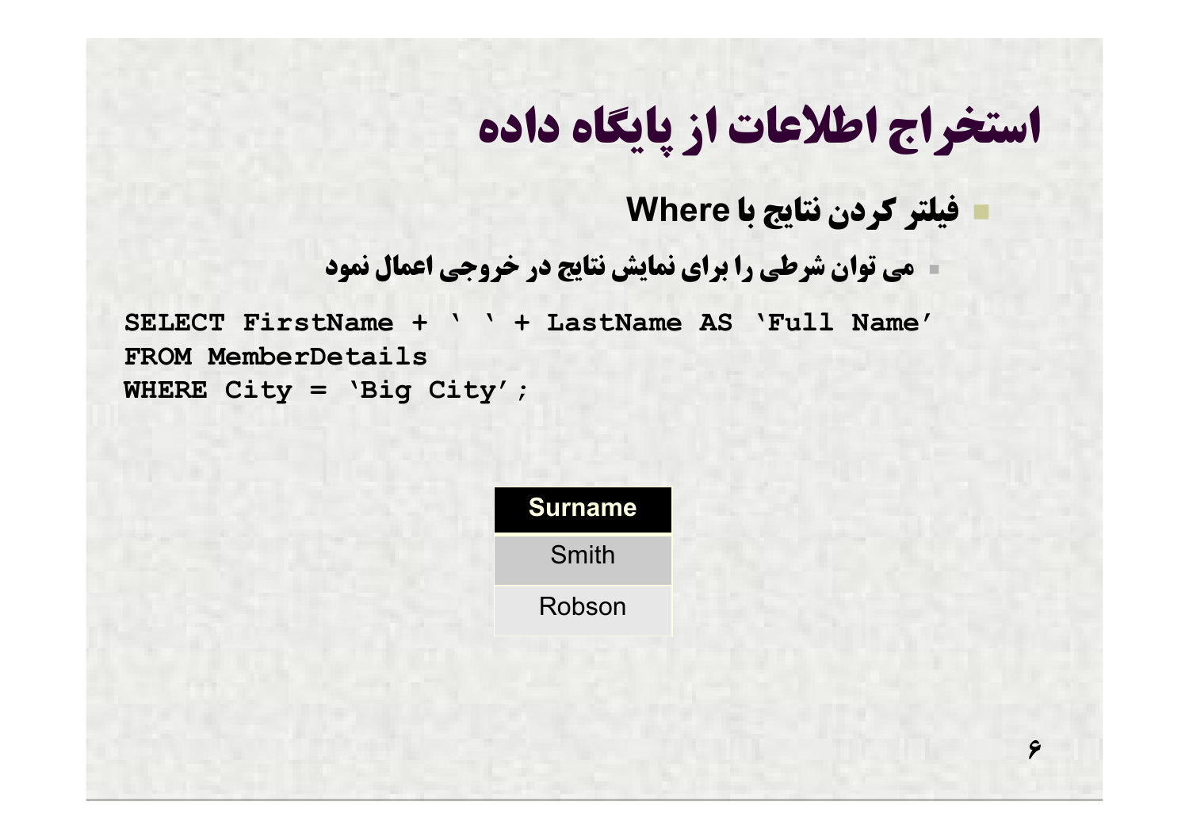# استخراج اطلاعات از پایگاه داده

- فیلتر کردن نتایج با Where
  - می توان شرطی را برای نمایش نتایج در خروجی اعمال نمود

```
SELECT FirstName + ' ' + LastName AS 'Full Name'
FROM MemberDetails
WHERE City = 'Big City';
```

| Surname |
|---|
| Smith |
| Robson |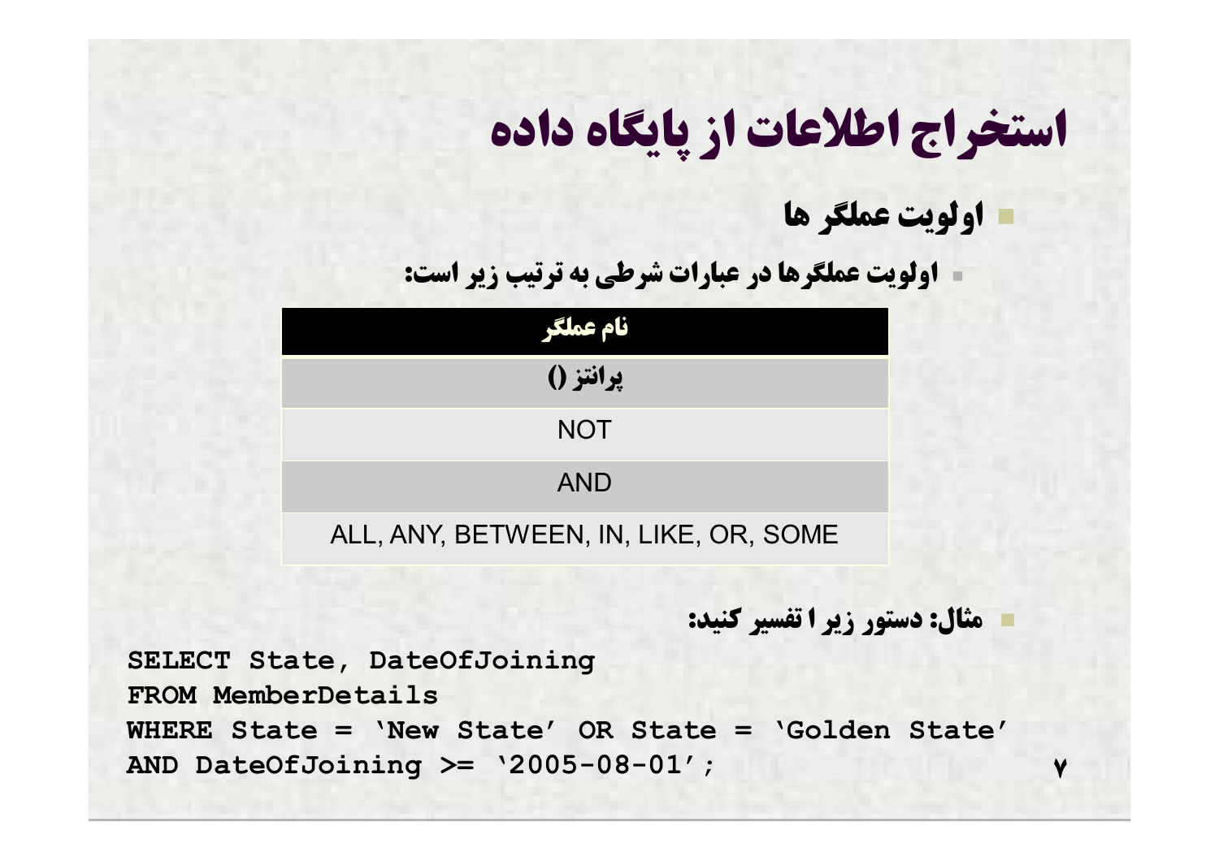# استخراج اطلاعات از پایگاه داده

- **اولویت عملگر ها**
  - **اولویت عملگرها در عبارات شرطی به ترتیب زیر است:**

| نام عملگر |
| --- |
| پرانتز () |
| NOT |
| AND |
| ALL, ANY, BETWEEN, IN, LIKE, OR, SOME |

- **مثال: دستور زیر ا تفسیر کنید:**

```
SELECT State, DateOfJoining
FROM MemberDetails
WHERE State = 'New State' OR State = 'Golden State'
AND DateOfJoining >= '2005-08-01';
```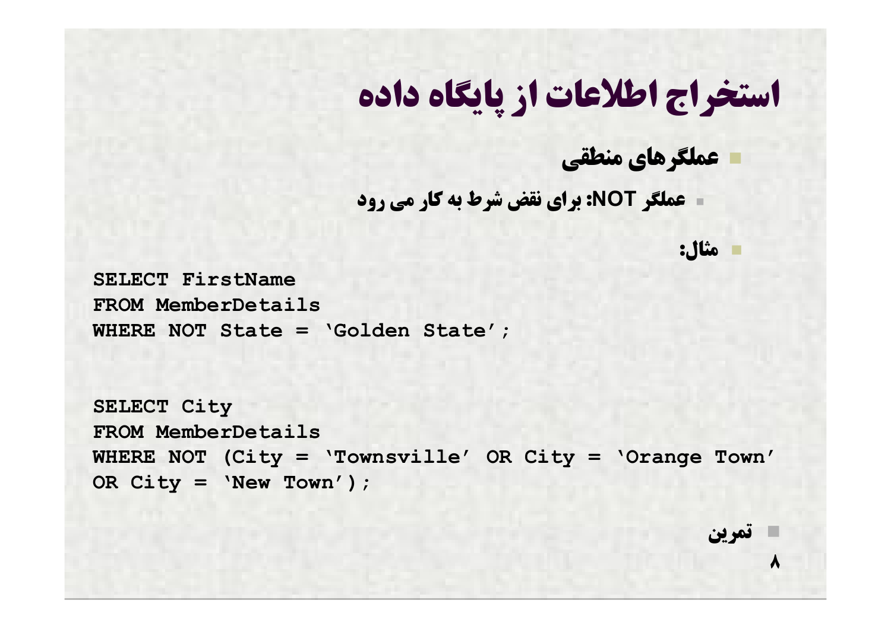# استخراج اطلاعات از پایگاه داده

- **عملگرهای منطقی**
  - **عملگر NOT: برای نقض شرط به کار می رود**

- **مثال:**

```
SELECT FirstName
FROM MemberDetails
WHERE NOT State = 'Golden State';
```

```
SELECT City
FROM MemberDetails
WHERE NOT (City = 'Townsville' OR City = 'Orange Town'
OR City = 'New Town');
```

- **تمرین**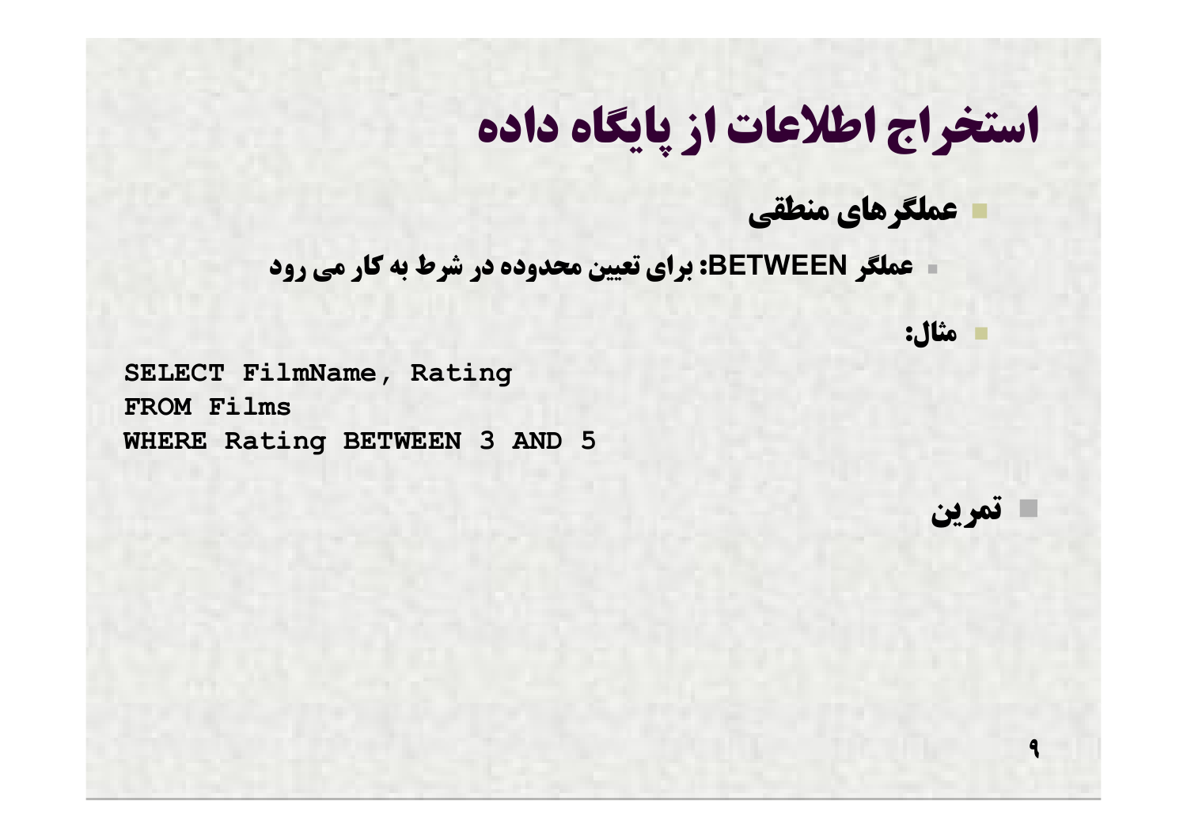# استخراج اطلاعات از پایگاه داده

- **عملگرهای منطقی**
  - **عملگر BETWEEN: برای تعیین محدوده در شرط به کار می رود**
- **مثال:**

```
SELECT FilmName, Rating
FROM Films
WHERE Rating BETWEEN 3 AND 5
```

- **تمرین**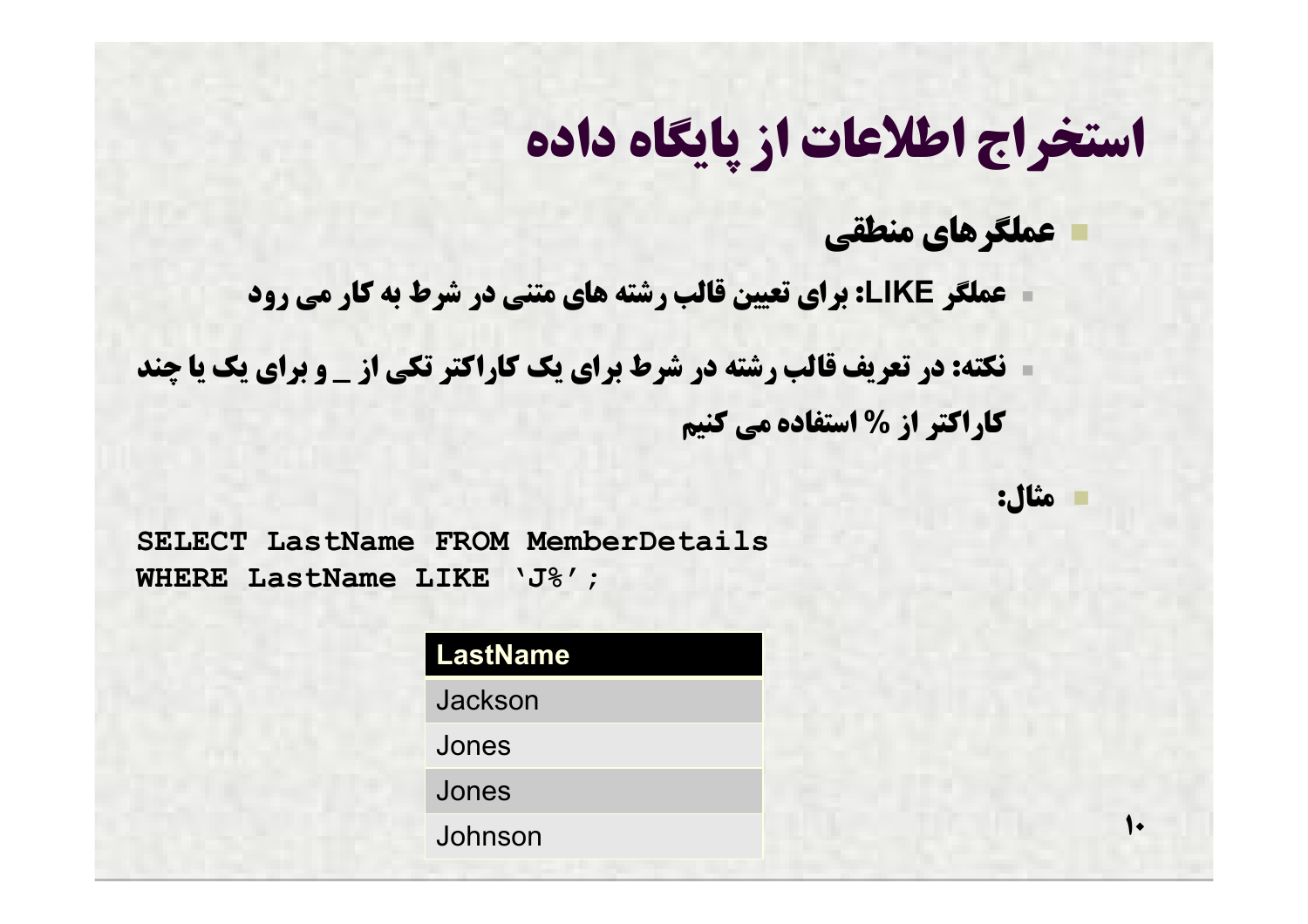# استخراج اطلاعات از پایگاه داده

- **عملگرهای منطقی**
  - **عملگر LIKE: برای تعیین قالب رشته های متنی در شرط به کار می رود**
  - **نکته: در تعریف قالب رشته در شرط برای یک کاراکتر تکی از _ و برای یک یا چند کاراکتر از % استفاده می کنیم**

- **مثال:**

```
SELECT LastName FROM MemberDetails
WHERE LastName LIKE 'J%';
```

| LastName |
| --- |
| Jackson |
| Jones |
| Jones |
| Johnson |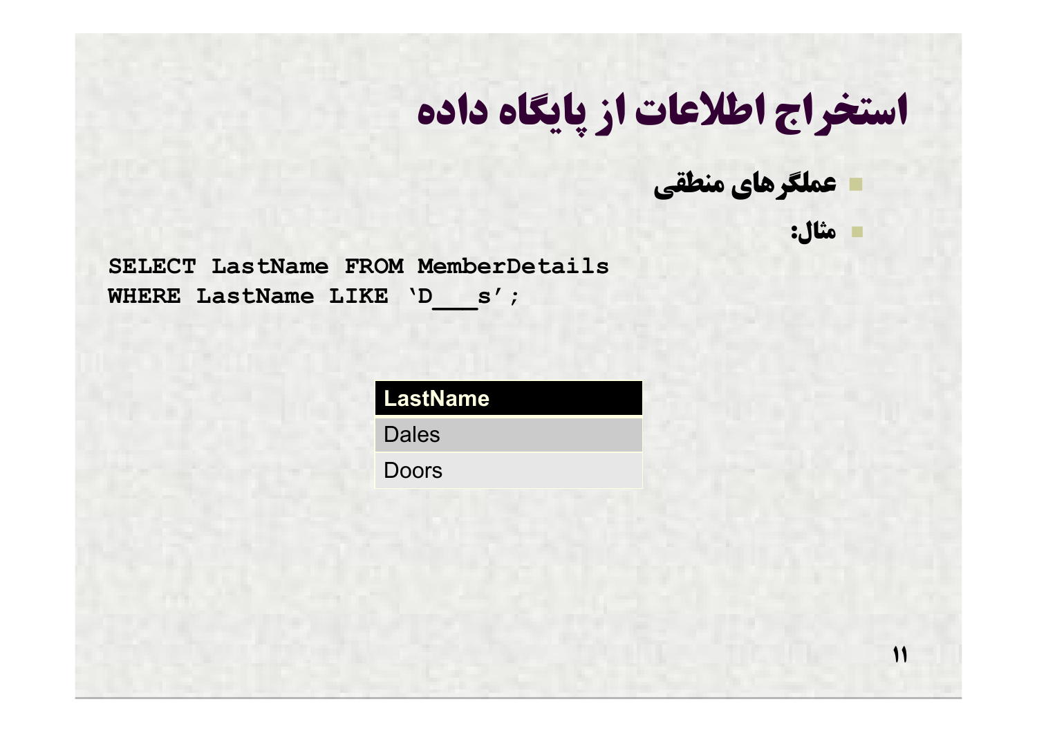# استخراج اطلاعات از پایگاه داده

- عملگرهای منطقی
- مثال:

```
SELECT LastName FROM MemberDetails
WHERE LastName LIKE 'D___s';
```

| LastName |
|---|
| Dales |
| Doors |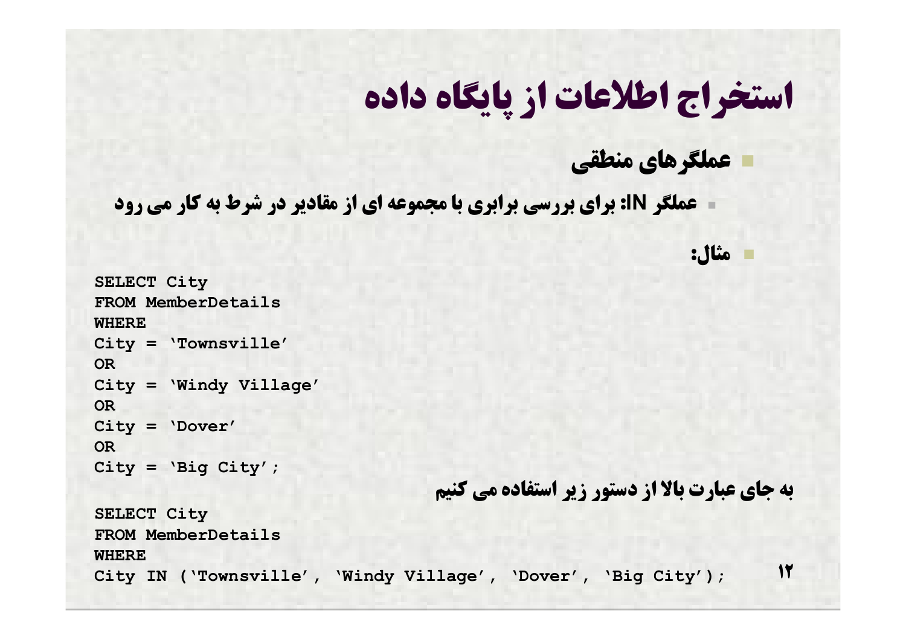# استخراج اطلاعات از پایگاه داده

- **عملگرهای منطقی**
  - **عملگر IN: برای بررسی برابری با مجموعه ای از مقادیر در شرط به کار می رود**
- **مثال:**

```
SELECT City
FROM MemberDetails
WHERE
City = 'Townsville'
OR
City = 'Windy Village'
OR
City = 'Dover'
OR
City = 'Big City';
```

**به جای عبارت بالا از دستور زیر استفاده می کنیم**

```
SELECT City
FROM MemberDetails
WHERE
City IN ('Townsville', 'Windy Village', 'Dover', 'Big City');
```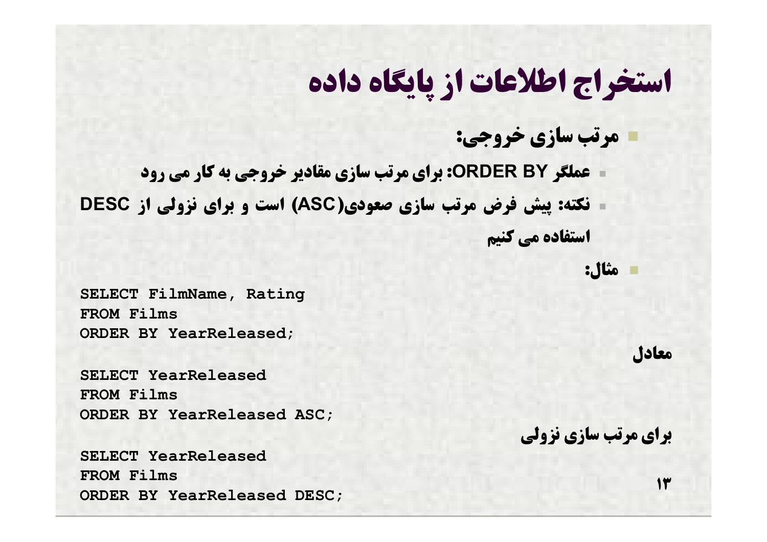# استخراج اطلاعات از پایگاه داده

- **مرتب سازی خروجی:**
  - **عملگر ORDER BY: برای مرتب سازی مقادیر خروجی به کار می رود**
  - **نکته: پیش فرض مرتب سازی صعودی(ASC) است و برای نزولی از DESC استفاده می کنیم**
- **مثال:**

```
SELECT FilmName, Rating
FROM Films
ORDER BY YearReleased;
```

**معادل**

```
SELECT YearReleased
FROM Films
ORDER BY YearReleased ASC;
```

**برای مرتب سازی نزولی**

```
SELECT YearReleased
FROM Films
ORDER BY YearReleased DESC;
```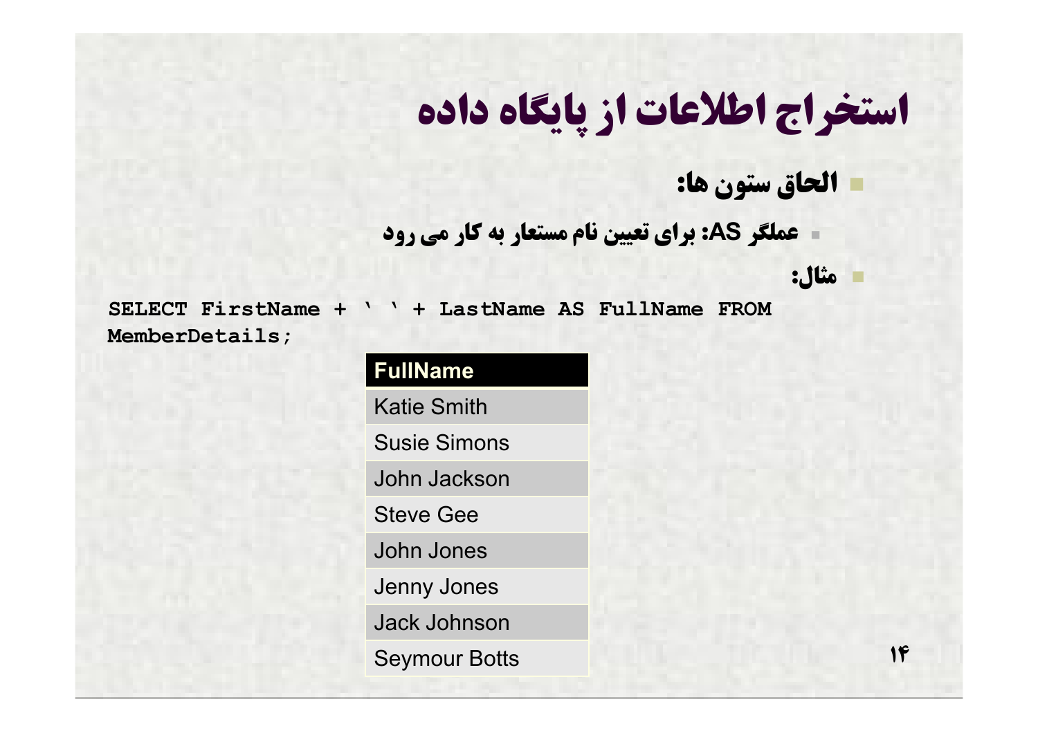# استخراج اطلاعات از پایگاه داده

- **الحاق ستون ها:**
  - **عملگر AS: برای تعیین نام مستعار به کار می رود**
- **مثال:**

```
SELECT FirstName + ' ' + LastName AS FullName FROM
MemberDetails;
```

| FullName |
|---|
| Katie Smith |
| Susie Simons |
| John Jackson |
| Steve Gee |
| John Jones |
| Jenny Jones |
| Jack Johnson |
| Seymour Botts |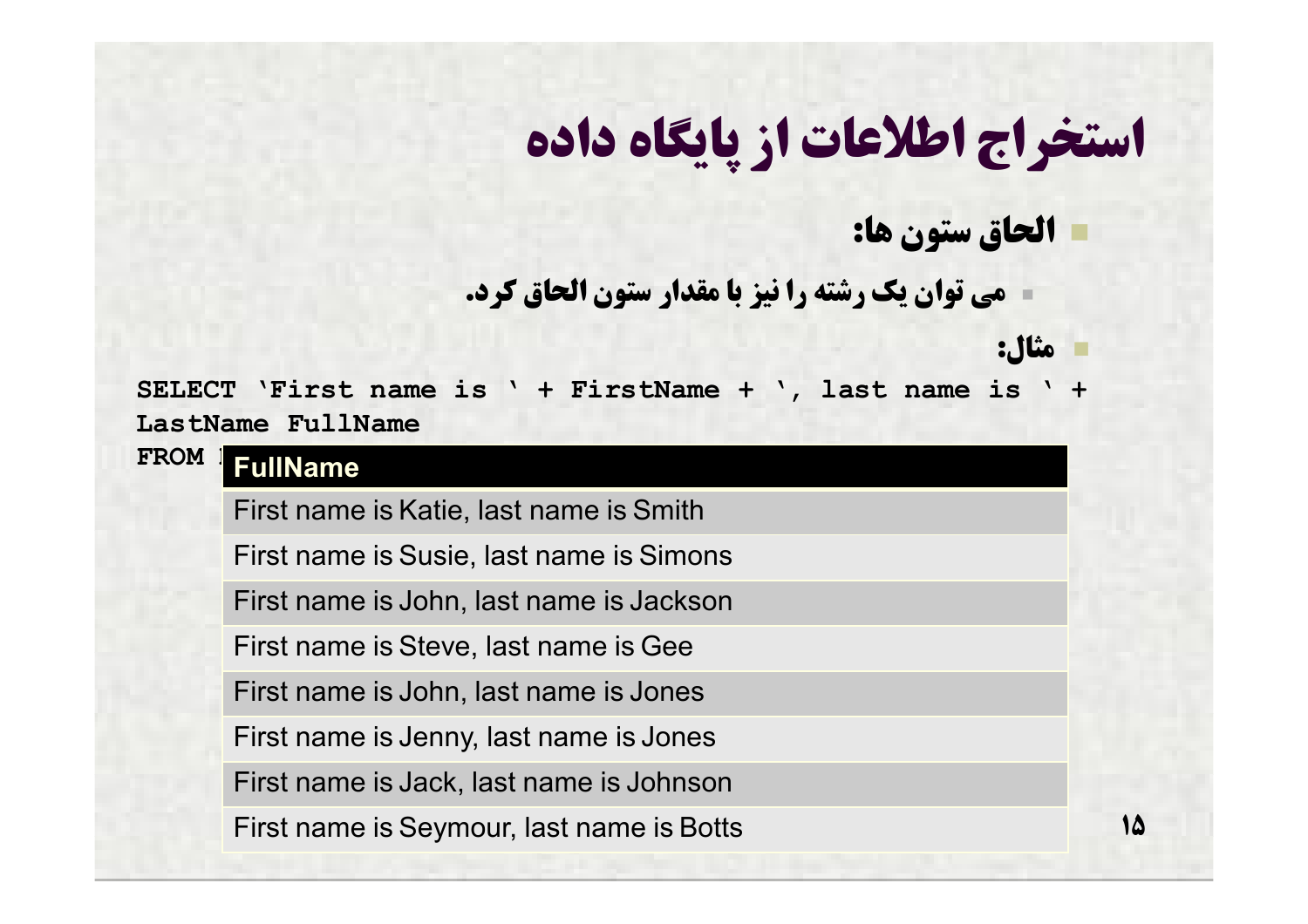# استخراج اطلاعات از پایگاه داده

- **الحاق ستون ها:**
  - **می توان یک رشته را نیز با مقدار ستون الحاق کرد.**
- **مثال:**

```
SELECT 'First name is ' + FirstName + ', last name is ' +
LastName FullName
FROM 
```

| FullName |
| --- |
| First name is Katie, last name is Smith |
| First name is Susie, last name is Simons |
| First name is John, last name is Jackson |
| First name is Steve, last name is Gee |
| First name is John, last name is Jones |
| First name is Jenny, last name is Jones |
| First name is Jack, last name is Johnson |
| First name is Seymour, last name is Botts |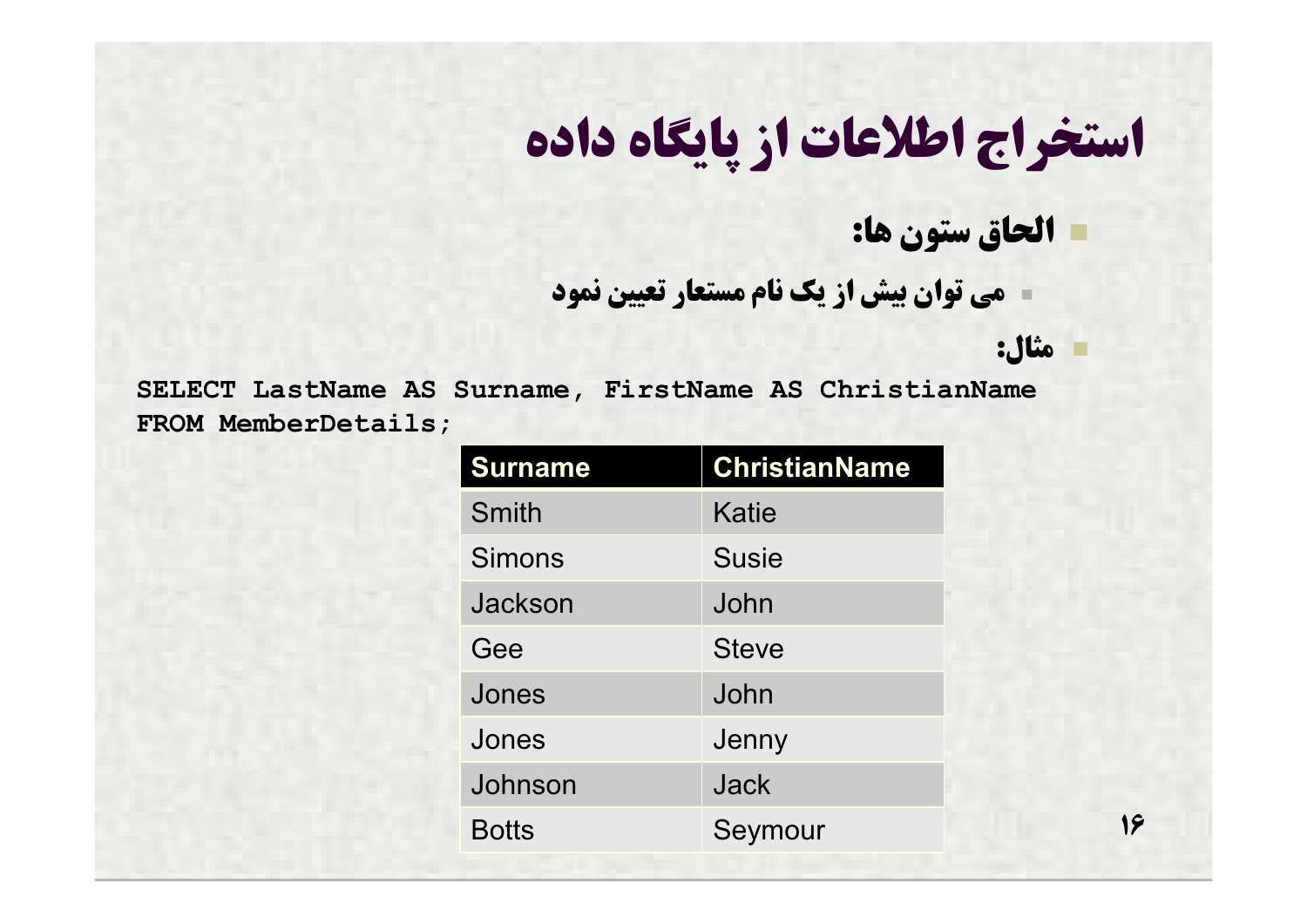# استخراج اطلاعات از پایگاه داده

- **الحاق ستون ها:**
  - **می توان بیش از یک نام مستعار تعیین نمود**
- **مثال:**

```
SELECT LastName AS Surname, FirstName AS ChristianName
FROM MemberDetails;
```

| Surname | ChristianName |
|---|---|
| Smith | Katie |
| Simons | Susie |
| Jackson | John |
| Gee | Steve |
| Jones | John |
| Jones | Jenny |
| Johnson | Jack |
| Botts | Seymour |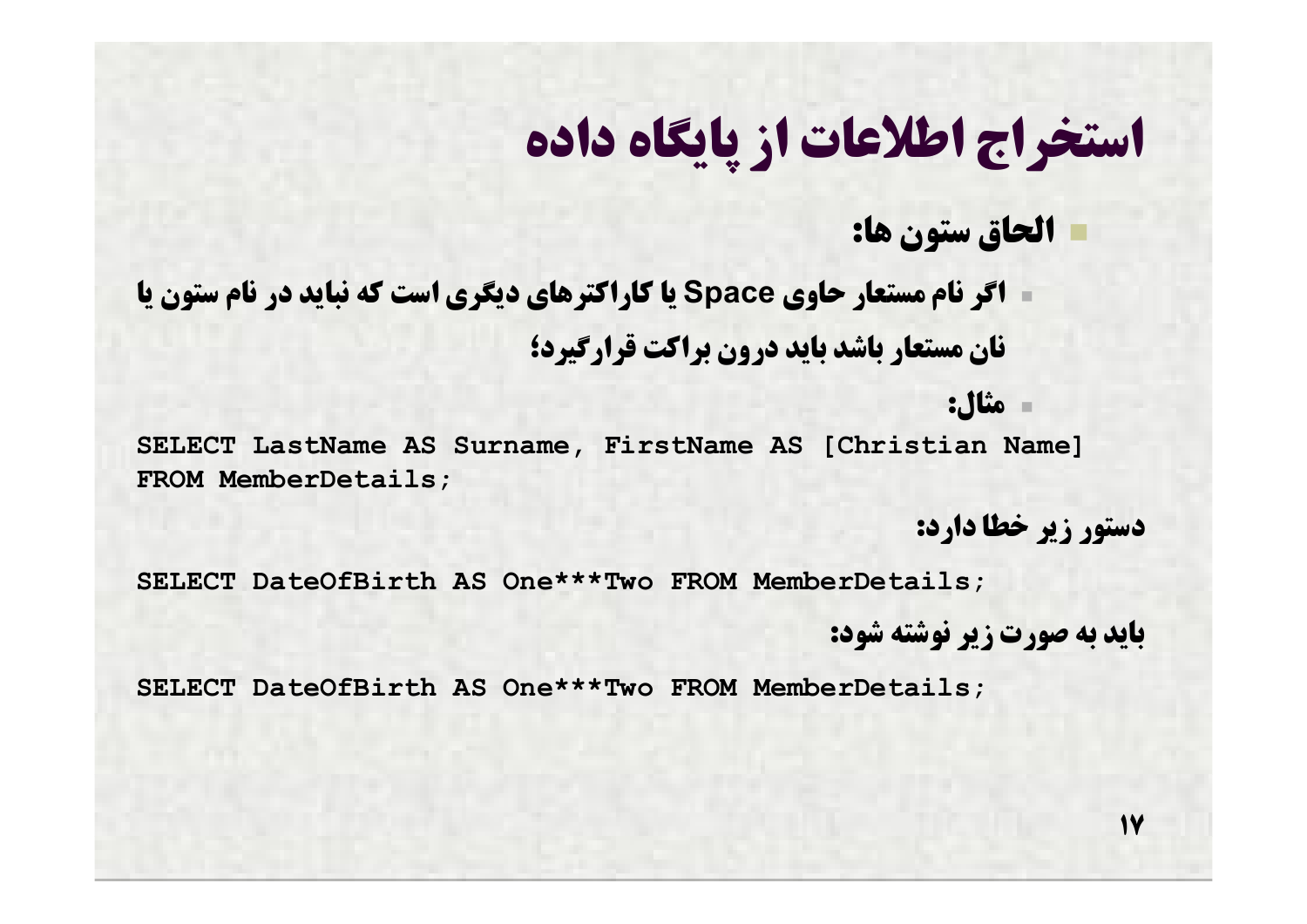# استخراج اطلاعات از پایگاه داده

- **الحاق ستون ها:**
  - اگر نام مستعار حاوی Space یا کاراکترهای دیگری است که نباید در نام ستون یا نان مستعار باشد باید درون براکت قرارگیرد؛
  - مثال:

```
SELECT LastName AS Surname, FirstName AS [Christian Name]
FROM MemberDetails;
```

دستور زیر خطا دارد:

```
SELECT DateOfBirth AS One***Two FROM MemberDetails;
```

باید به صورت زیر نوشته شود:

```
SELECT DateOfBirth AS One***Two FROM MemberDetails;
```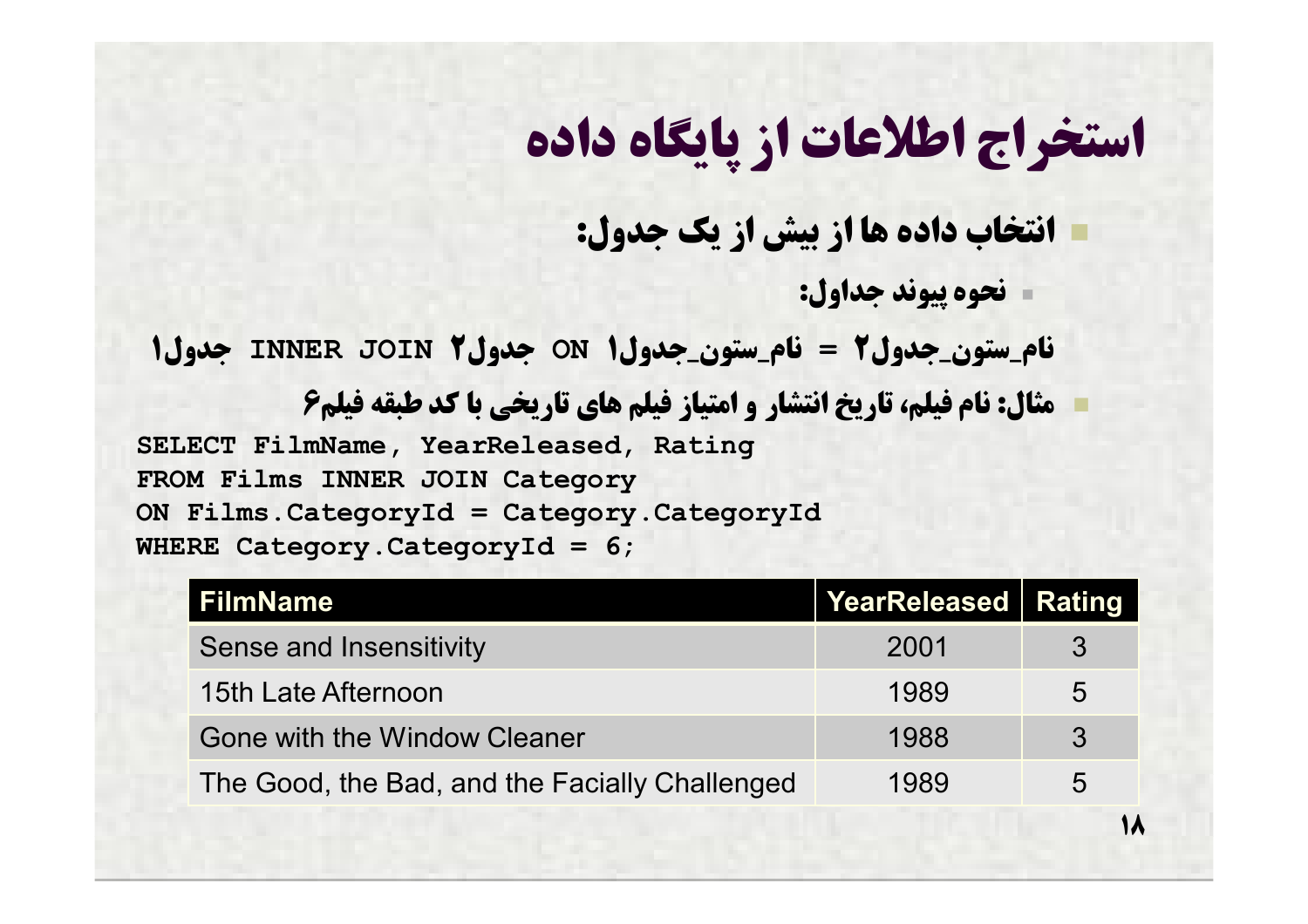# استخراج اطلاعات از پایگاه داده

- **انتخاب داده ها از بیش از یک جدول:**
  - **نحوه پیوند جداول:**

**جدول۱ INNER JOIN جدول۲ ON نام_ستون_جدول۱ = نام_ستون_جدول۲**

- **مثال: نام فیلم، تاریخ انتشار و امتیاز فیلم های تاریخی با کد طبقه فیلم۶**

```
SELECT FilmName, YearReleased, Rating
FROM Films INNER JOIN Category
ON Films.CategoryId = Category.CategoryId
WHERE Category.CategoryId = 6;
```

| FilmName | YearReleased | Rating |
|---|---|---|
| Sense and Insensitivity | 2001 | 3 |
| 15th Late Afternoon | 1989 | 5 |
| Gone with the Window Cleaner | 1988 | 3 |
| The Good, the Bad, and the Facially Challenged | 1989 | 5 |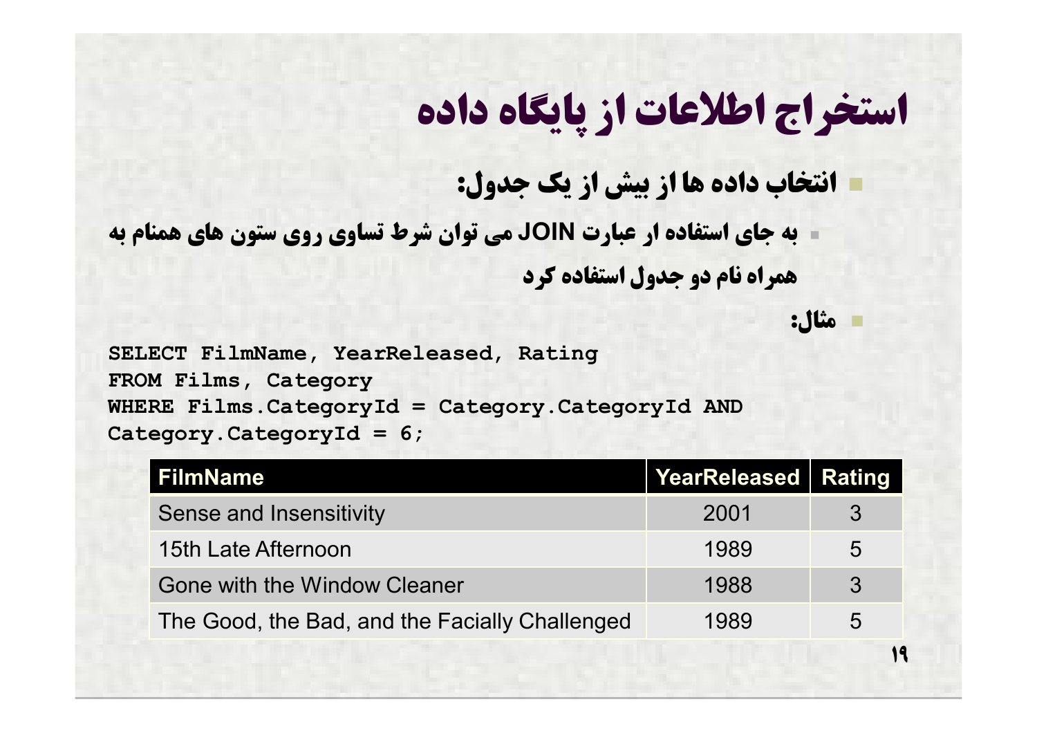# استخراج اطلاعات از پایگاه داده

- **انتخاب داده ها از بیش از یک جدول:**
  - **به جای استفاده ار عبارت JOIN می توان شرط تساوی روی ستون های همنام به همراه نام دو جدول استفاده کرد**
- **مثال:**

```
SELECT FilmName, YearReleased, Rating
FROM Films, Category
WHERE Films.CategoryId = Category.CategoryId AND
Category.CategoryId = 6;
```

| FilmName | YearReleased | Rating |
|---|---|---|
| Sense and Insensitivity | 2001 | 3 |
| 15th Late Afternoon | 1989 | 5 |
| Gone with the Window Cleaner | 1988 | 3 |
| The Good, the Bad, and the Facially Challenged | 1989 | 5 |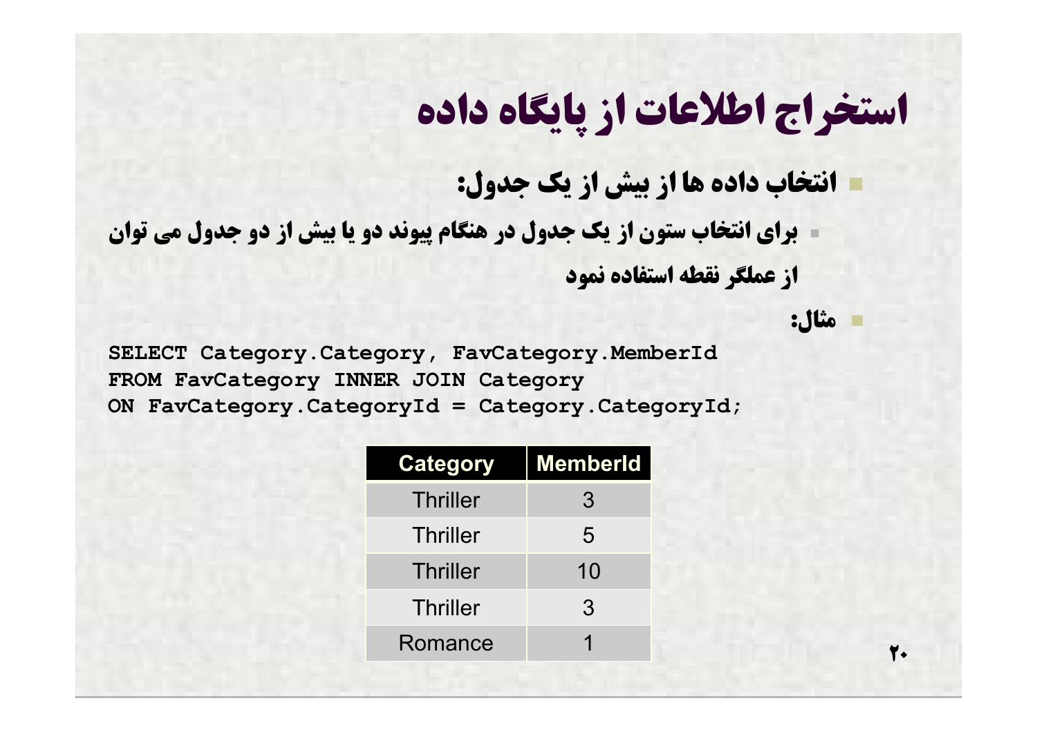# استخراج اطلاعات از پایگاه داده

- **انتخاب داده ها از بیش از یک جدول:**
  - برای انتخاب ستون از یک جدول در هنگام پیوند دو یا بیش از دو جدول می توان از عملگر نقطه استفاده نمود
- **مثال:**

```
SELECT Category.Category, FavCategory.MemberId
FROM FavCategory INNER JOIN Category
ON FavCategory.CategoryId = Category.CategoryId;
```

| Category | MemberId |
|---|---|
| Thriller | 3 |
| Thriller | 5 |
| Thriller | 10 |
| Thriller | 3 |
| Romance | 1 |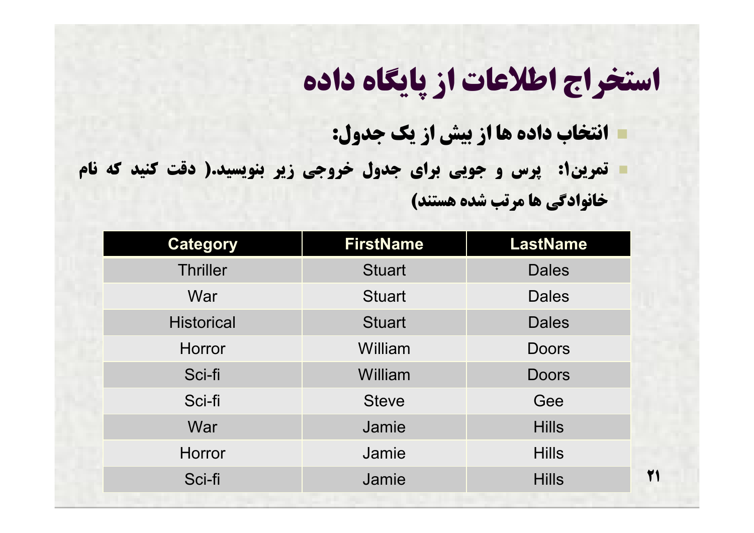# استخراج اطلاعات از پایگاه داده

- **انتخاب داده ها از بیش از یک جدول:**
- **تمرین۱: پرس و جویی برای جدول خروجی زیر بنویسید.( دقت کنید که نام خانوادگی ها مرتب شده هستند)**

| Category | FirstName | LastName |
|---|---|---|
| Thriller | Stuart | Dales |
| War | Stuart | Dales |
| Historical | Stuart | Dales |
| Horror | William | Doors |
| Sci-fi | William | Doors |
| Sci-fi | Steve | Gee |
| War | Jamie | Hills |
| Horror | Jamie | Hills |
| Sci-fi | Jamie | Hills |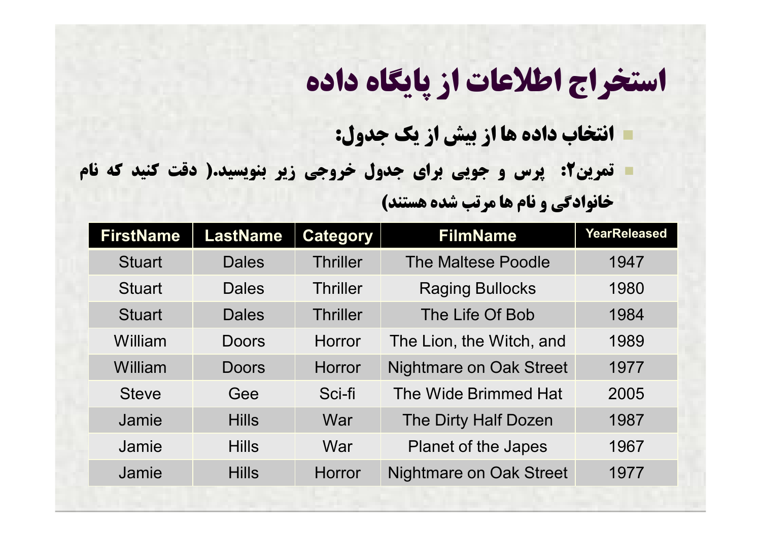# استخراج اطلاعات از پایگاه داده

- انتخاب داده ها از بیش از یک جدول:
- تمرین۲: پرس و جویی برای جدول خروجی زیر بنویسید.( دقت کنید که نام خانوادگی و نام ها مرتب شده هستند)

| FirstName | LastName | Category | FilmName | YearReleased |
|---|---|---|---|---|
| Stuart | Dales | Thriller | The Maltese Poodle | 1947 |
| Stuart | Dales | Thriller | Raging Bullocks | 1980 |
| Stuart | Dales | Thriller | The Life Of Bob | 1984 |
| William | Doors | Horror | The Lion, the Witch, and | 1989 |
| William | Doors | Horror | Nightmare on Oak Street | 1977 |
| Steve | Gee | Sci-fi | The Wide Brimmed Hat | 2005 |
| Jamie | Hills | War | The Dirty Half Dozen | 1987 |
| Jamie | Hills | War | Planet of the Japes | 1967 |
| Jamie | Hills | Horror | Nightmare on Oak Street | 1977 |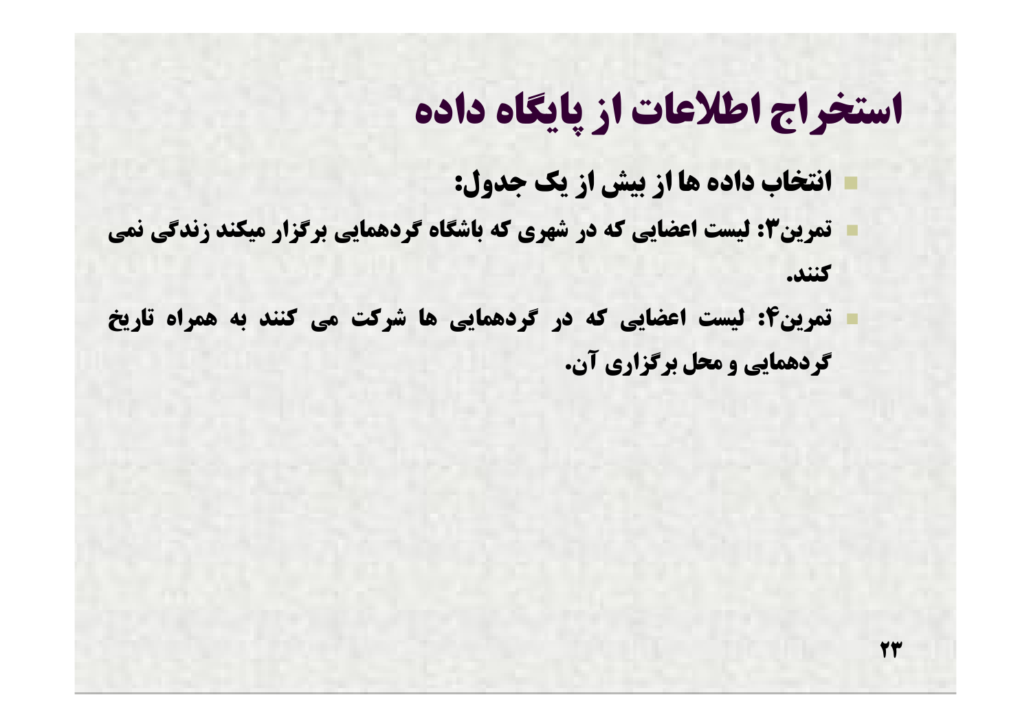# استخراج اطلاعات از پایگاه داده

- انتخاب داده ها از بیش از یک جدول:
- تمرین۳: لیست اعضایی که در شهری که باشگاه گردهمایی برگزار میکند زندگی نمی کنند.
- تمرین۴: لیست اعضایی که در گردهمایی ها شرکت می کنند به همراه تاریخ گردهمایی و محل برگزاری آن.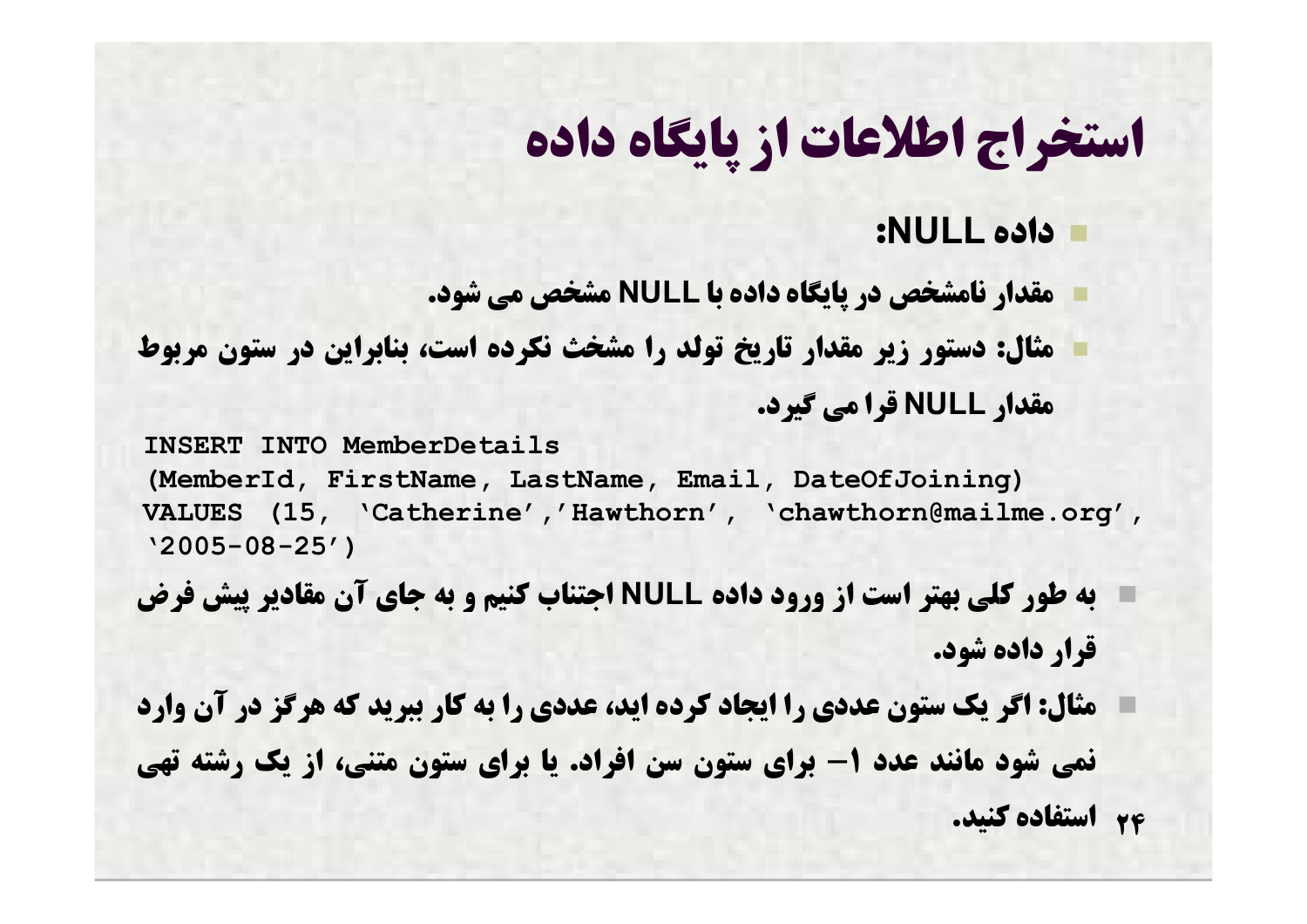# استخراج اطلاعات از پایگاه داده

- داده NULL:
- مقدار نامشخص در پایگاه داده با NULL مشخص می شود.
- مثال: دستور زیر مقدار تاریخ تولد را مشخث نکرده است، بنابراین در ستون مربوط مقدار NULL قرا می گیرد.

```
INSERT INTO MemberDetails
(MemberId, FirstName, LastName, Email, DateOfJoining)
VALUES (15, 'Catherine','Hawthorn', 'chawthorn@mailme.org',
'2005-08-25')
```

- به طور کلی بهتر است از ورود داده NULL اجتناب کنیم و به جای آن مقادیر پیش فرض قرار داده شود.
- مثال: اگر یک ستون عددی را ایجاد کرده اید، عددی را به کار ببرید که هرگز در آن وارد نمی شود مانند عدد ۱– برای ستون سن افراد. یا برای ستون متنی، از یک رشته تهی استفاده کنید.